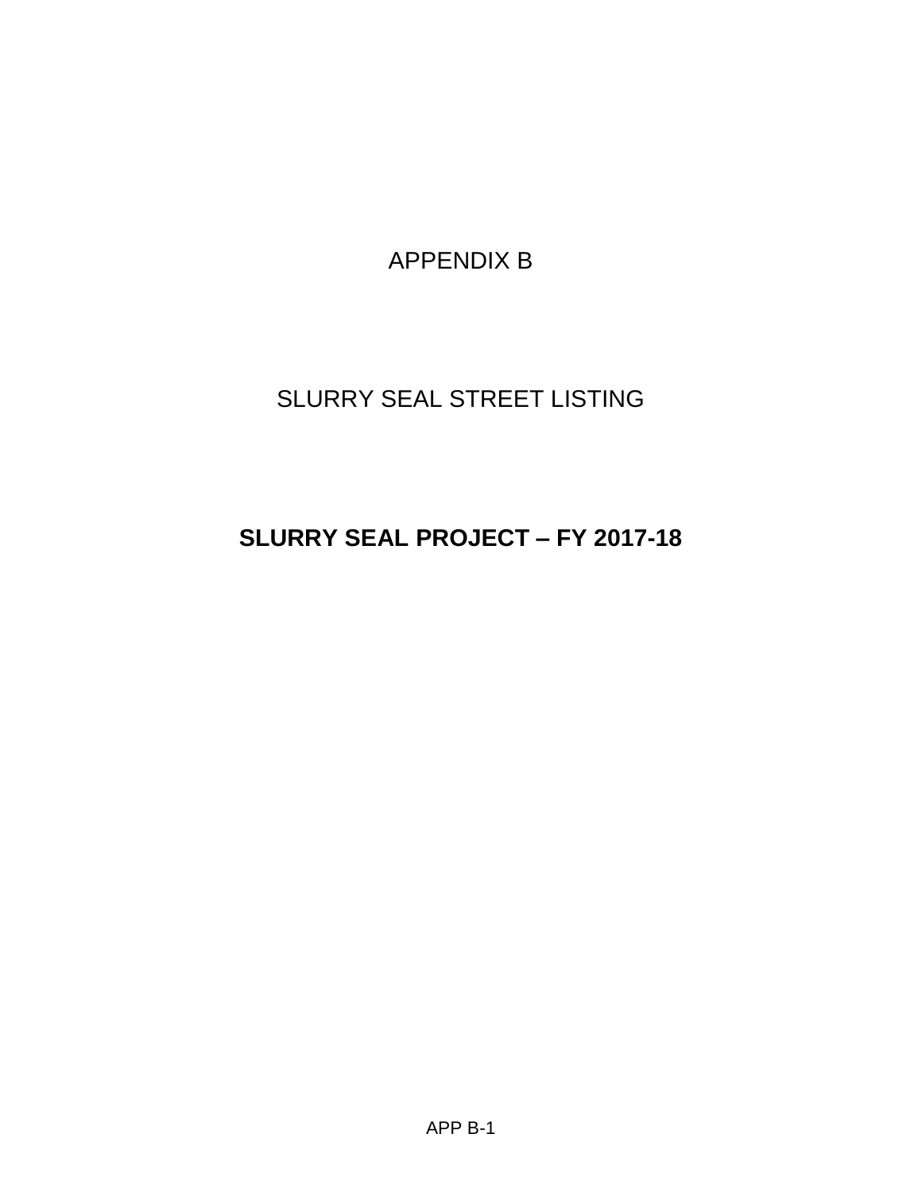# APPENDIX B

## SLURRY SEAL STREET LISTING

## **SLURRY SEAL PROJECT – FY 2017-18**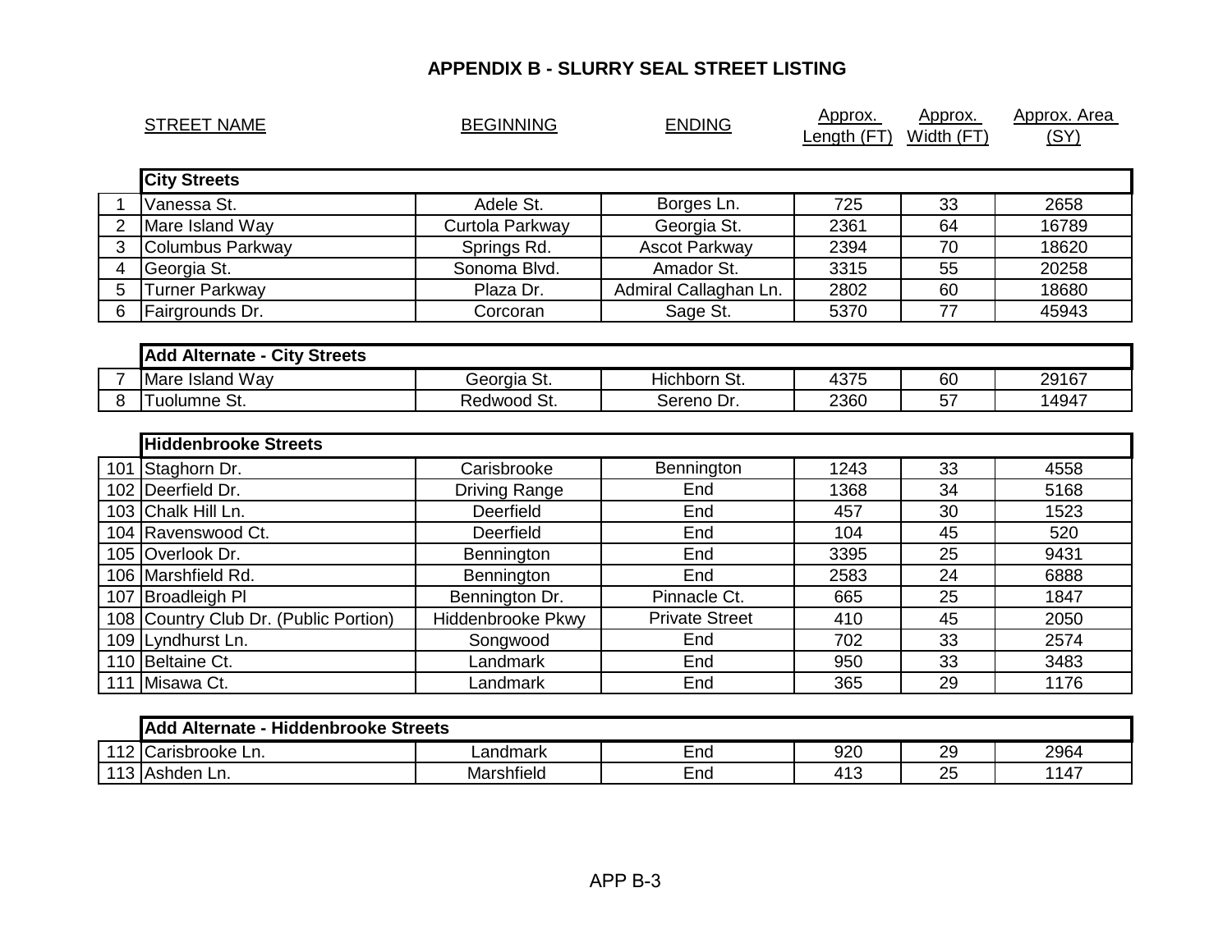# APPENDIX B - SLURRY SEAL STREET LISTING

| | STREET NAME | BEGINNING | ENDING | Approx. Length (FT) | Approx. Width (FT) | Approx. Area (SY) |
|---|---|---|---|---|---|---|
| | **City Streets** | | | | | |
| 1 | Vanessa St. | Adele St. | Borges Ln. | 725 | 33 | 2658 |
| 2 | Mare Island Way | Curtola Parkway | Georgia St. | 2361 | 64 | 16789 |
| 3 | Columbus Parkway | Springs Rd. | Ascot Parkway | 2394 | 70 | 18620 |
| 4 | Georgia St. | Sonoma Blvd. | Amador St. | 3315 | 55 | 20258 |
| 5 | Turner Parkway | Plaza Dr. | Admiral Callaghan Ln. | 2802 | 60 | 18680 |
| 6 | Fairgrounds Dr. | Corcoran | Sage St. | 5370 | 77 | 45943 |
| | **Add Alternate - City Streets** | | | | | |
| 7 | Mare Island Way | Georgia St. | Hichborn St. | 4375 | 60 | 29167 |
| 8 | Tuolumne St. | Redwood St. | Sereno Dr. | 2360 | 57 | 14947 |
| | **Hiddenbrooke Streets** | | | | | |
| 101 | Staghorn Dr. | Carisbrooke | Bennington | 1243 | 33 | 4558 |
| 102 | Deerfield Dr. | Driving Range | End | 1368 | 34 | 5168 |
| 103 | Chalk Hill Ln. | Deerfield | End | 457 | 30 | 1523 |
| 104 | Ravenswood Ct. | Deerfield | End | 104 | 45 | 520 |
| 105 | Overlook Dr. | Bennington | End | 3395 | 25 | 9431 |
| 106 | Marshfield Rd. | Bennington | End | 2583 | 24 | 6888 |
| 107 | Broadleigh Pl | Bennington Dr. | Pinnacle Ct. | 665 | 25 | 1847 |
| 108 | Country Club Dr. (Public Portion) | Hiddenbrooke Pkwy | Private Street | 410 | 45 | 2050 |
| 109 | Lyndhurst Ln. | Songwood | End | 702 | 33 | 2574 |
| 110 | Beltaine Ct. | Landmark | End | 950 | 33 | 3483 |
| 111 | Misawa Ct. | Landmark | End | 365 | 29 | 1176 |
| | **Add Alternate - Hiddenbrooke Streets** | | | | | |
| 112 | Carisbrooke Ln. | Landmark | End | 920 | 29 | 2964 |
| 113 | Ashden Ln. | Marshfield | End | 413 | 25 | 1147 |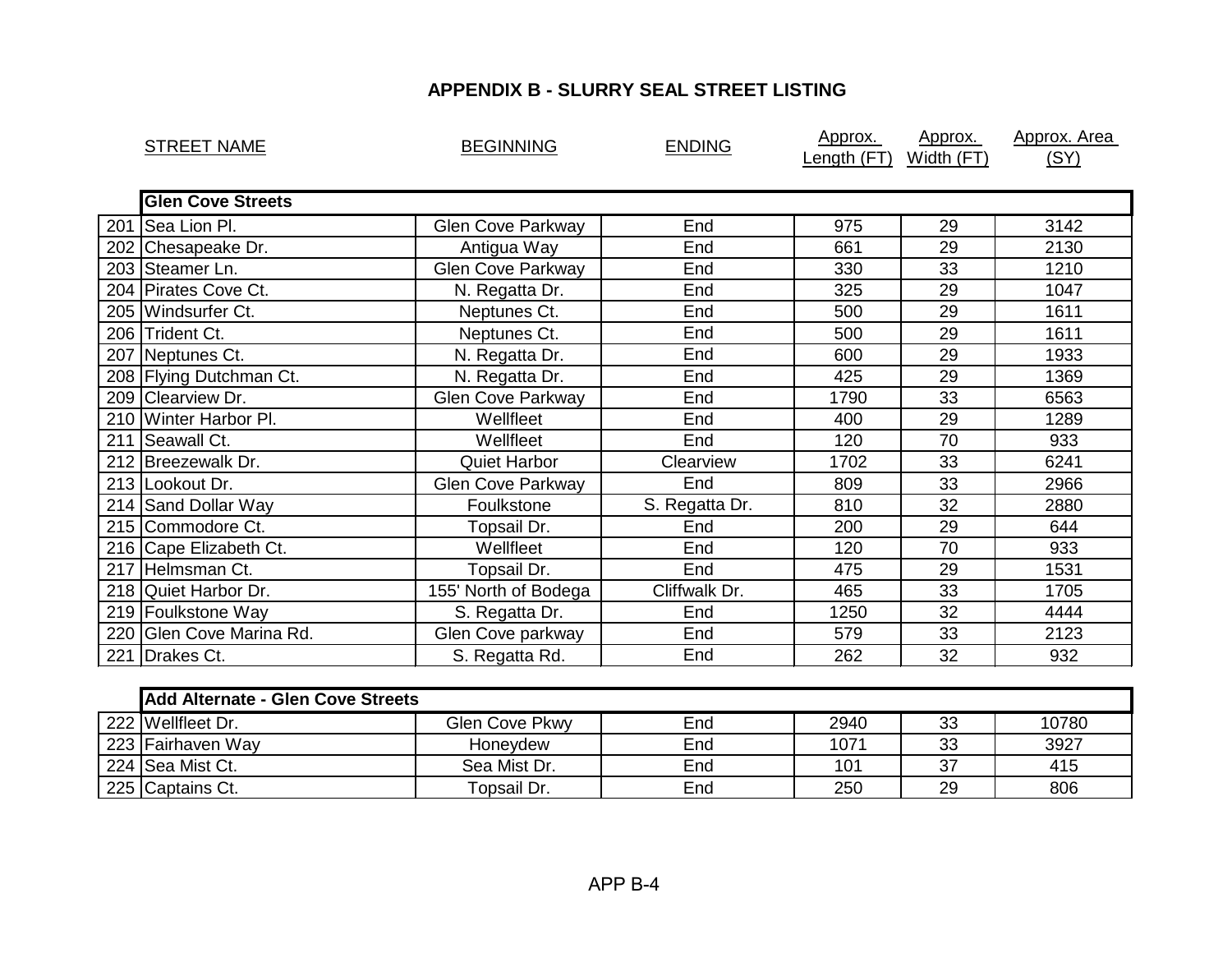## APPENDIX B - SLURRY SEAL STREET LISTING

| | STREET NAME | BEGINNING | ENDING | Approx. Length (FT) | Approx. Width (FT) | Approx. Area (SY) |
|---|---|---|---|---|---|---|
| | **Glen Cove Streets** | | | | | |
| 201 | Sea Lion Pl. | Glen Cove Parkway | End | 975 | 29 | 3142 |
| 202 | Chesapeake Dr. | Antigua Way | End | 661 | 29 | 2130 |
| 203 | Steamer Ln. | Glen Cove Parkway | End | 330 | 33 | 1210 |
| 204 | Pirates Cove Ct. | N. Regatta Dr. | End | 325 | 29 | 1047 |
| 205 | Windsurfer Ct. | Neptunes Ct. | End | 500 | 29 | 1611 |
| 206 | Trident Ct. | Neptunes Ct. | End | 500 | 29 | 1611 |
| 207 | Neptunes Ct. | N. Regatta Dr. | End | 600 | 29 | 1933 |
| 208 | Flying Dutchman Ct. | N. Regatta Dr. | End | 425 | 29 | 1369 |
| 209 | Clearview Dr. | Glen Cove Parkway | End | 1790 | 33 | 6563 |
| 210 | Winter Harbor Pl. | Wellfleet | End | 400 | 29 | 1289 |
| 211 | Seawall Ct. | Wellfleet | End | 120 | 70 | 933 |
| 212 | Breezewalk Dr. | Quiet Harbor | Clearview | 1702 | 33 | 6241 |
| 213 | Lookout Dr. | Glen Cove Parkway | End | 809 | 33 | 2966 |
| 214 | Sand Dollar Way | Foulkstone | S. Regatta Dr. | 810 | 32 | 2880 |
| 215 | Commodore Ct. | Topsail Dr. | End | 200 | 29 | 644 |
| 216 | Cape Elizabeth Ct. | Wellfleet | End | 120 | 70 | 933 |
| 217 | Helmsman Ct. | Topsail Dr. | End | 475 | 29 | 1531 |
| 218 | Quiet Harbor Dr. | 155' North of Bodega | Cliffwalk Dr. | 465 | 33 | 1705 |
| 219 | Foulkstone Way | S. Regatta Dr. | End | 1250 | 32 | 4444 |
| 220 | Glen Cove Marina Rd. | Glen Cove parkway | End | 579 | 33 | 2123 |
| 221 | Drakes Ct. | S. Regatta Rd. | End | 262 | 32 | 932 |
| | **Add Alternate - Glen Cove Streets** | | | | | |
| 222 | Wellfleet Dr. | Glen Cove Pkwy | End | 2940 | 33 | 10780 |
| 223 | Fairhaven Way | Honeydew | End | 1071 | 33 | 3927 |
| 224 | Sea Mist Ct. | Sea Mist Dr. | End | 101 | 37 | 415 |
| 225 | Captains Ct. | Topsail Dr. | End | 250 | 29 | 806 |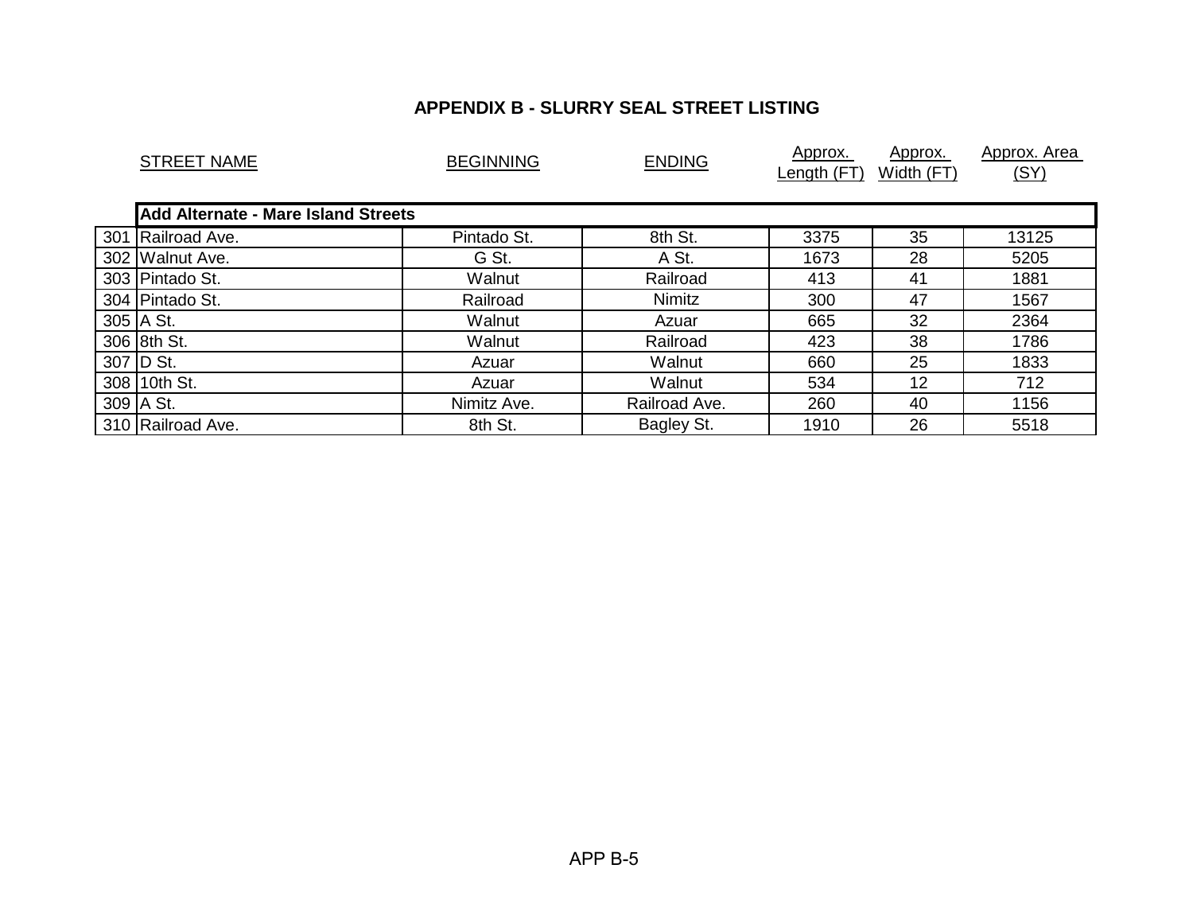## APPENDIX B - SLURRY SEAL STREET LISTING

| | STREET NAME | BEGINNING | ENDING | Approx. Length (FT) | Approx. Width (FT) | Approx. Area (SY) |
|---|---|---|---|---|---|---|
| | **Add Alternate - Mare Island Streets** | | | | | |
| 301 | Railroad Ave. | Pintado St. | 8th St. | 3375 | 35 | 13125 |
| 302 | Walnut Ave. | G St. | A St. | 1673 | 28 | 5205 |
| 303 | Pintado St. | Walnut | Railroad | 413 | 41 | 1881 |
| 304 | Pintado St. | Railroad | Nimitz | 300 | 47 | 1567 |
| 305 | A St. | Walnut | Azuar | 665 | 32 | 2364 |
| 306 | 8th St. | Walnut | Railroad | 423 | 38 | 1786 |
| 307 | D St. | Azuar | Walnut | 660 | 25 | 1833 |
| 308 | 10th St. | Azuar | Walnut | 534 | 12 | 712 |
| 309 | A St. | Nimitz Ave. | Railroad Ave. | 260 | 40 | 1156 |
| 310 | Railroad Ave. | 8th St. | Bagley St. | 1910 | 26 | 5518 |